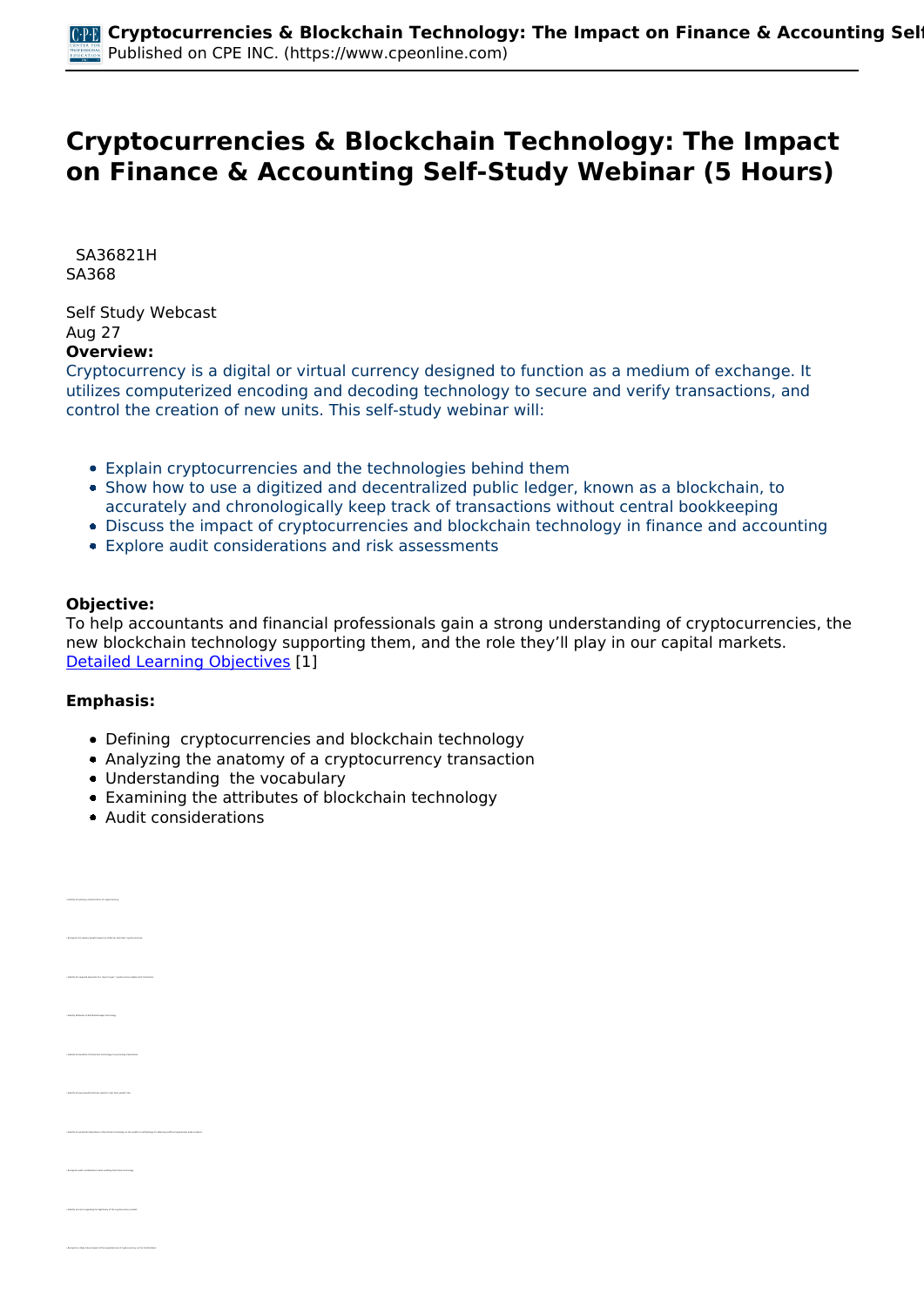# Cryptocurrencies & Blockchain Technology: The Impact on Finance & Accounting Self-Study Webinar (5 Hours)

SA36821H
SA368

Self Study Webcast
Aug 27

**Overview:**

Cryptocurrency is a digital or virtual currency designed to function as a medium of exchange. It utilizes computerized encoding and decoding technology to secure and verify transactions, and control the creation of new units. This self-study webinar will:

- Explain cryptocurrencies and the technologies behind them
- Show how to use a digitized and decentralized public ledger, known as a blockchain, to accurately and chronologically keep track of transactions without central bookkeeping
- Discuss the impact of cryptocurrencies and blockchain technology in finance and accounting
- Explore audit considerations and risk assessments

**Objective:**

To help accountants and financial professionals gain a strong understanding of cryptocurrencies, the new blockchain technology supporting them, and the role they'll play in our capital markets.
Detailed Learning Objectives [1]

**Emphasis:**

- Defining cryptocurrencies and blockchain technology
- Analyzing the anatomy of a cryptocurrency transaction
- Understanding the vocabulary
- Examining the attributes of blockchain technology
- Audit considerations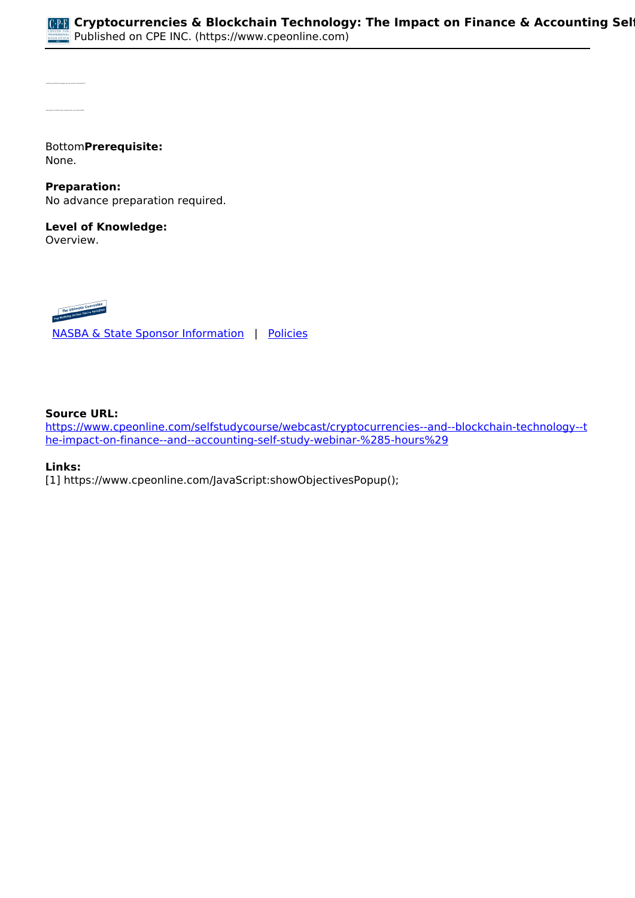BottomPrerequisite:
None.

**Preparation:**
No advance preparation required.

**Level of Knowledge:**
Overview.

NASBA & State Sponsor Information | Policies

**Source URL:**
https://www.cpeonline.com/selfstudycourse/webcast/cryptocurrencies--and--blockchain-technology--the-impact-on-finance--and--accounting-self-study-webinar-%285-hours%29

**Links:**
[1] https://www.cpeonline.com/JavaScript:showObjectivesPopup();